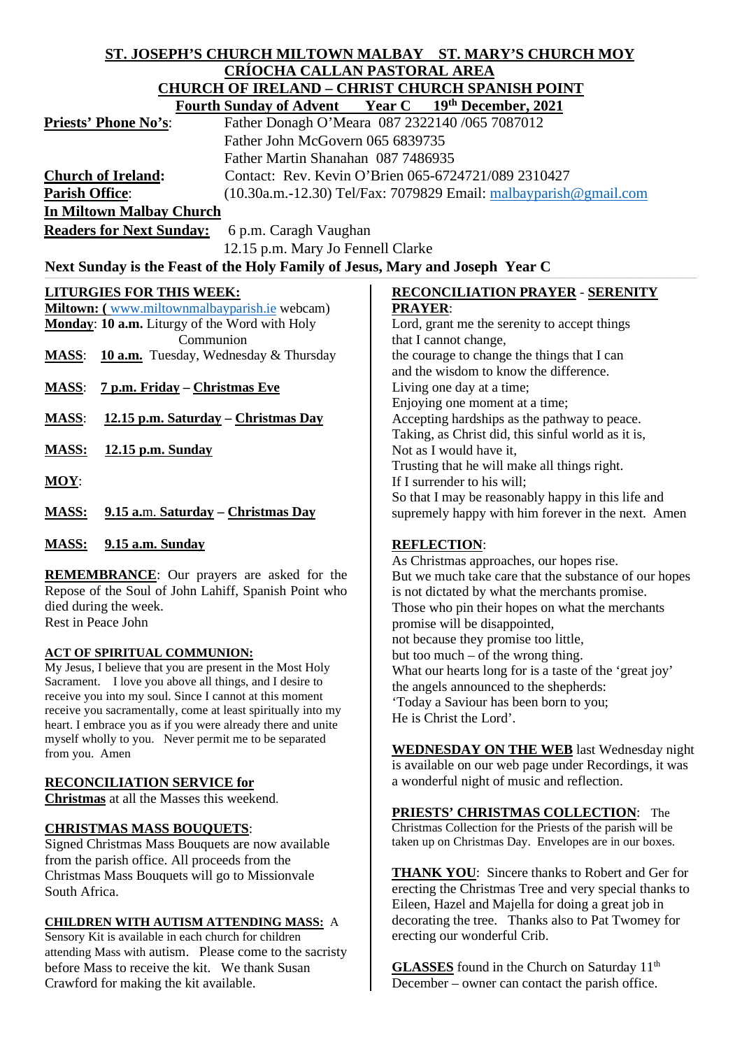**ST. JOSEPH'S CHURCH MILTOWN MALBAY ST. MARY'S CHURCH MOY**

**CRÍOCHA CALLAN PASTORAL AREA**

**CHURCH OF IRELAND – CHRIST CHURCH SPANISH POINT**

**Fourth Sunday of Advent Year C 19th December, 2021**

**Priests' Phone No's**: Father Donagh O'Meara 087 2322140 /065 7087012
Father John McGovern 065 6839735
Father Martin Shanahan 087 7486935

**Church of Ireland:** Contact: Rev. Kevin O'Brien 065-6724721/089 2310427

**Parish Office**: (10.30a.m.-12.30) Tel/Fax: 7079829 Email: malbayparish@gmail.com

**In Miltown Malbay Church**

**Readers for Next Sunday:** 6 p.m. Caragh Vaughan
12.15 p.m. Mary Jo Fennell Clarke

**Next Sunday is the Feast of the Holy Family of Jesus, Mary and Joseph Year C**

**LITURGIES FOR THIS WEEK:**

**Miltown: (** www.miltownmalbayparish.ie webcam)

**Monday**: **10 a.m.** Liturgy of the Word with Holy Communion

**MASS**: **10 a.m.** Tuesday, Wednesday & Thursday

**MASS**: **7 p.m. Friday – Christmas Eve**

**MASS**: **12.15 p.m. Saturday – Christmas Day**

**MASS: 12.15 p.m. Sunday**

**MOY**:

**MASS: 9.15 a.m. Saturday – Christmas Day**

**MASS: 9.15 a.m. Sunday**

**REMEMBRANCE**: Our prayers are asked for the Repose of the Soul of John Lahiff, Spanish Point who died during the week.
Rest in Peace John

**ACT OF SPIRITUAL COMMUNION:**
My Jesus, I believe that you are present in the Most Holy Sacrament. I love you above all things, and I desire to receive you into my soul. Since I cannot at this moment receive you sacramentally, come at least spiritually into my heart. I embrace you as if you were already there and unite myself wholly to you. Never permit me to be separated from you. Amen

**RECONCILIATION SERVICE for Christmas** at all the Masses this weekend.

**CHRISTMAS MASS BOUQUETS**:
Signed Christmas Mass Bouquets are now available from the parish office. All proceeds from the Christmas Mass Bouquets will go to Missionvale South Africa.

**CHILDREN WITH AUTISM ATTENDING MASS:** A Sensory Kit is available in each church for children attending Mass with autism. Please come to the sacristy before Mass to receive the kit. We thank Susan Crawford for making the kit available.

**RECONCILIATION PRAYER - SERENITY PRAYER**:
Lord, grant me the serenity to accept things
that I cannot change,
the courage to change the things that I can
and the wisdom to know the difference.
Living one day at a time;
Enjoying one moment at a time;
Accepting hardships as the pathway to peace.
Taking, as Christ did, this sinful world as it is,
Not as I would have it,
Trusting that he will make all things right.
If I surrender to his will;
So that I may be reasonably happy in this life and
supremely happy with him forever in the next. Amen

**REFLECTION**:
As Christmas approaches, our hopes rise.
But we much take care that the substance of our hopes
is not dictated by what the merchants promise.
Those who pin their hopes on what the merchants
promise will be disappointed,
not because they promise too little,
but too much – of the wrong thing.
What our hearts long for is a taste of the 'great joy'
the angels announced to the shepherds:
'Today a Saviour has been born to you;
He is Christ the Lord'.

**WEDNESDAY ON THE WEB** last Wednesday night is available on our web page under Recordings, it was a wonderful night of music and reflection.

**PRIESTS' CHRISTMAS COLLECTION**: The Christmas Collection for the Priests of the parish will be taken up on Christmas Day. Envelopes are in our boxes.

**THANK YOU**: Sincere thanks to Robert and Ger for erecting the Christmas Tree and very special thanks to Eileen, Hazel and Majella for doing a great job in decorating the tree. Thanks also to Pat Twomey for erecting our wonderful Crib.

**GLASSES** found in the Church on Saturday 11th December – owner can contact the parish office.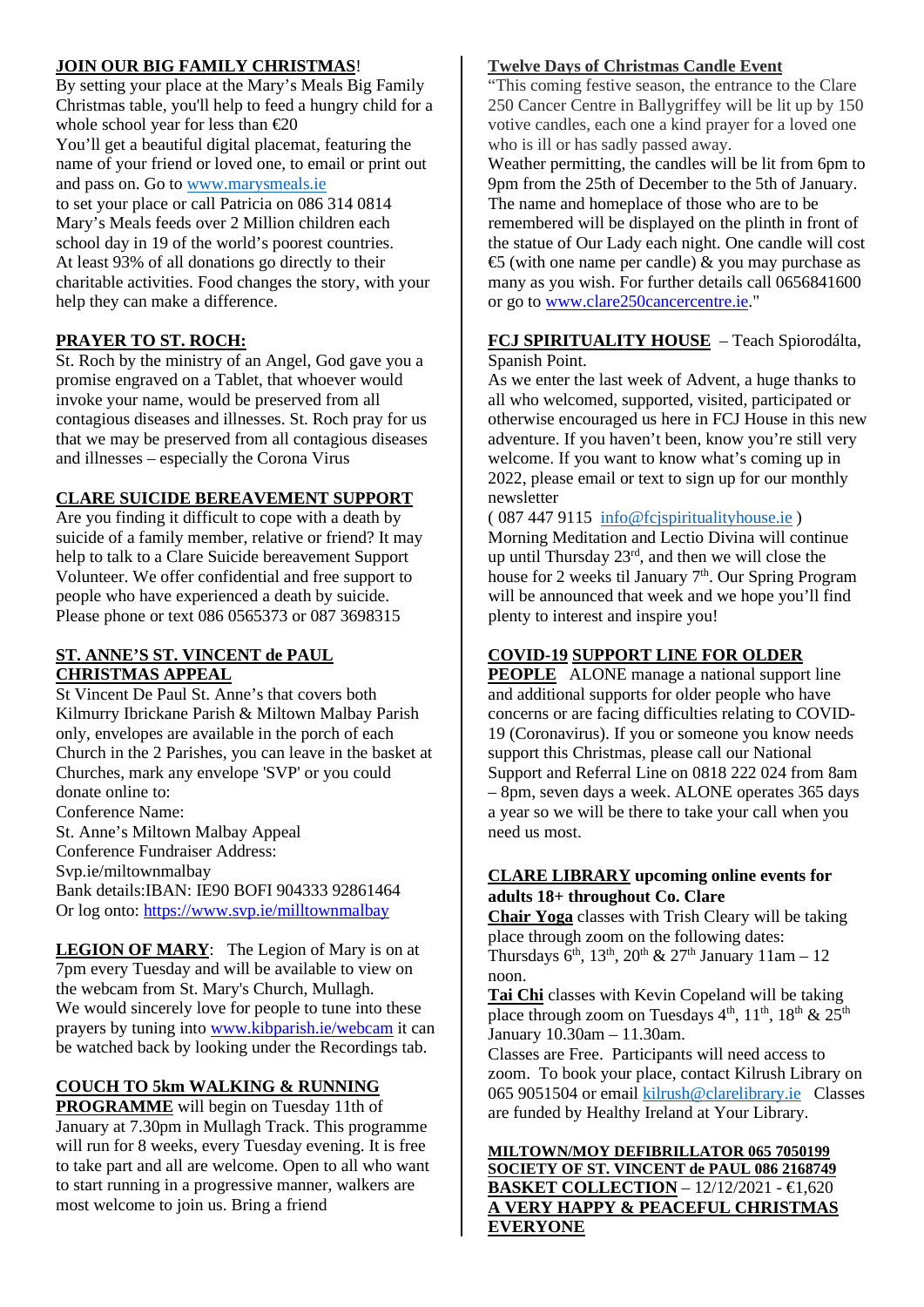**JOIN OUR BIG FAMILY CHRISTMAS**!

By setting your place at the Mary's Meals Big Family Christmas table, you'll help to feed a hungry child for a whole school year for less than €20

You'll get a beautiful digital placemat, featuring the name of your friend or loved one, to email or print out and pass on. Go to www.marysmeals.ie to set your place or call Patricia on 086 314 0814

Mary's Meals feeds over 2 Million children each school day in 19 of the world's poorest countries. At least 93% of all donations go directly to their charitable activities. Food changes the story, with your help they can make a difference.

**PRAYER TO ST. ROCH:**

St. Roch by the ministry of an Angel, God gave you a promise engraved on a Tablet, that whoever would invoke your name, would be preserved from all contagious diseases and illnesses. St. Roch pray for us that we may be preserved from all contagious diseases and illnesses – especially the Corona Virus

**CLARE SUICIDE BEREAVEMENT SUPPORT**

Are you finding it difficult to cope with a death by suicide of a family member, relative or friend? It may help to talk to a Clare Suicide bereavement Support Volunteer. We offer confidential and free support to people who have experienced a death by suicide. Please phone or text 086 0565373 or 087 3698315

**ST. ANNE'S ST. VINCENT de PAUL CHRISTMAS APPEAL**

St Vincent De Paul St. Anne's that covers both Kilmurry Ibrickane Parish & Miltown Malbay Parish only, envelopes are available in the porch of each Church in the 2 Parishes, you can leave in the basket at Churches, mark any envelope 'SVP' or you could donate online to:

Conference Name:
St. Anne's Miltown Malbay Appeal
Conference Fundraiser Address:
Svp.ie/miltownmalbay
Bank details:IBAN: IE90 BOFI 904333 92861464
Or log onto: https://www.svp.ie/milltownmalbay

**LEGION OF MARY**: The Legion of Mary is on at 7pm every Tuesday and will be available to view on the webcam from St. Mary's Church, Mullagh. We would sincerely love for people to tune into these prayers by tuning into www.kibparish.ie/webcam it can be watched back by looking under the Recordings tab.

**COUCH TO 5km WALKING & RUNNING PROGRAMME** will begin on Tuesday 11th of January at 7.30pm in Mullagh Track. This programme will run for 8 weeks, every Tuesday evening. It is free to take part and all are welcome. Open to all who want to start running in a progressive manner, walkers are most welcome to join us. Bring a friend

**Twelve Days of Christmas Candle Event**

"This coming festive season, the entrance to the Clare 250 Cancer Centre in Ballygriffey will be lit up by 150 votive candles, each one a kind prayer for a loved one who is ill or has sadly passed away.

Weather permitting, the candles will be lit from 6pm to 9pm from the 25th of December to the 5th of January. The name and homeplace of those who are to be remembered will be displayed on the plinth in front of the statue of Our Lady each night. One candle will cost €5 (with one name per candle) & you may purchase as many as you wish. For further details call 0656841600 or go to www.clare250cancercentre.ie."

**FCJ SPIRITUALITY HOUSE** – Teach Spiorodálta, Spanish Point.

As we enter the last week of Advent, a huge thanks to all who welcomed, supported, visited, participated or otherwise encouraged us here in FCJ House in this new adventure. If you haven't been, know you're still very welcome. If you want to know what's coming up in 2022, please email or text to sign up for our monthly newsletter

( 087 447 9115 info@fcjspiritualityhouse.ie )

Morning Meditation and Lectio Divina will continue up until Thursday 23rd, and then we will close the house for 2 weeks til January 7th. Our Spring Program will be announced that week and we hope you'll find plenty to interest and inspire you!

**COVID-19 SUPPORT LINE FOR OLDER PEOPLE** ALONE manage a national support line and additional supports for older people who have concerns or are facing difficulties relating to COVID-19 (Coronavirus). If you or someone you know needs support this Christmas, please call our National Support and Referral Line on 0818 222 024 from 8am – 8pm, seven days a week. ALONE operates 365 days a year so we will be there to take your call when you need us most.

**CLARE LIBRARY upcoming online events for adults 18+ throughout Co. Clare**

**Chair Yoga** classes with Trish Cleary will be taking place through zoom on the following dates: Thursdays 6th, 13th, 20th & 27th January 11am – 12 noon.

**Tai Chi** classes with Kevin Copeland will be taking place through zoom on Tuesdays 4th, 11th, 18th & 25th January 10.30am – 11.30am.

Classes are Free. Participants will need access to zoom. To book your place, contact Kilrush Library on 065 9051504 or email kilrush@clarelibrary.ie Classes are funded by Healthy Ireland at Your Library.

**MILTOWN/MOY DEFIBRILLATOR 065 7050199**
**SOCIETY OF ST. VINCENT de PAUL 086 2168749**
**BASKET COLLECTION** – 12/12/2021 - €1,620
**A VERY HAPPY & PEACEFUL CHRISTMAS EVERYONE**